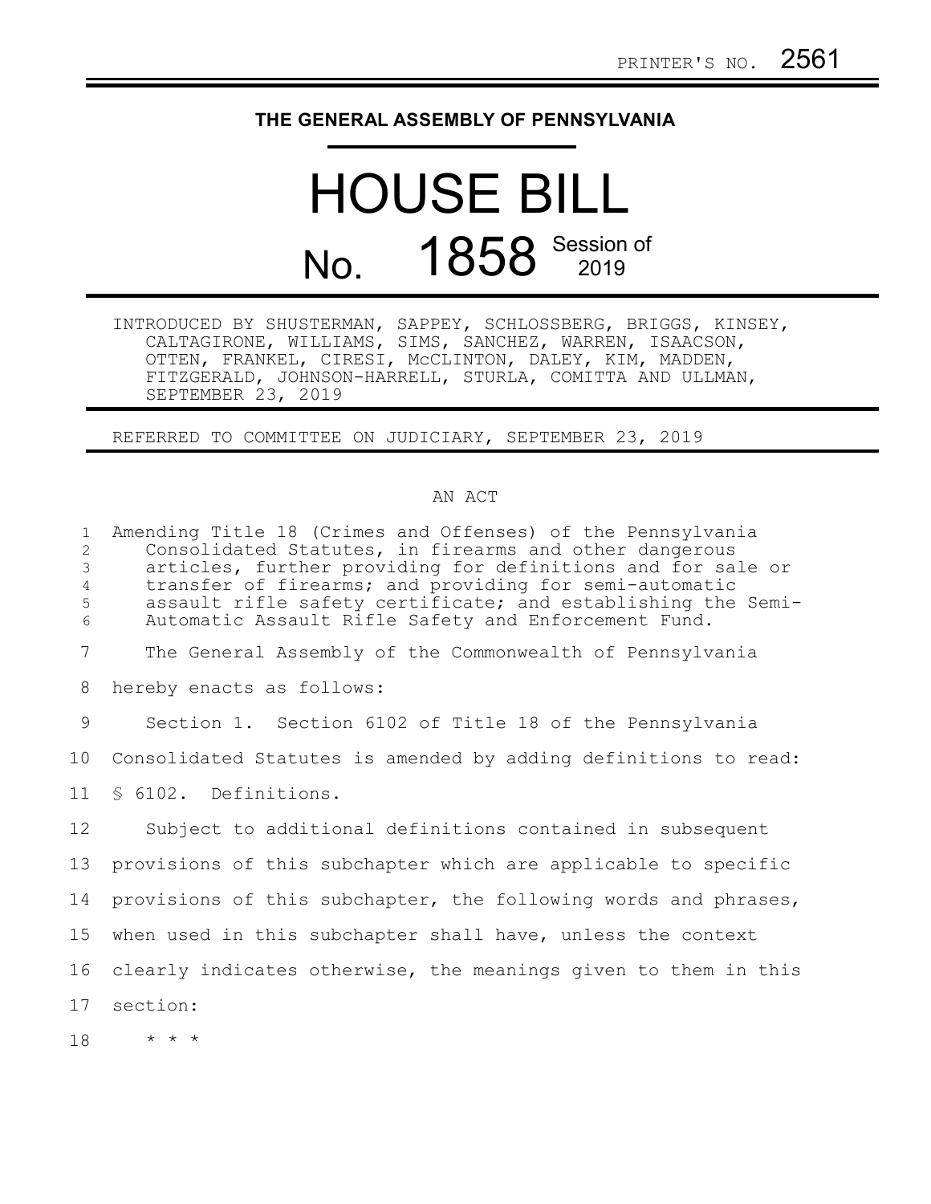PRINTER'S NO. 2561

**THE GENERAL ASSEMBLY OF PENNSYLVANIA**

# HOUSE BILL

# No. 1858 Session of 2019

INTRODUCED BY SHUSTERMAN, SAPPEY, SCHLOSSBERG, BRIGGS, KINSEY, CALTAGIRONE, WILLIAMS, SIMS, SANCHEZ, WARREN, ISAACSON, OTTEN, FRANKEL, CIRESI, McCLINTON, DALEY, KIM, MADDEN, FITZGERALD, JOHNSON-HARRELL, STURLA, COMITTA AND ULLMAN, SEPTEMBER 23, 2019

REFERRED TO COMMITTEE ON JUDICIARY, SEPTEMBER 23, 2019

AN ACT

Amending Title 18 (Crimes and Offenses) of the Pennsylvania Consolidated Statutes, in firearms and other dangerous articles, further providing for definitions and for sale or transfer of firearms; and providing for semi-automatic assault rifle safety certificate; and establishing the Semi-Automatic Assault Rifle Safety and Enforcement Fund.

The General Assembly of the Commonwealth of Pennsylvania hereby enacts as follows:

Section 1. Section 6102 of Title 18 of the Pennsylvania Consolidated Statutes is amended by adding definitions to read:

§ 6102. Definitions.

Subject to additional definitions contained in subsequent provisions of this subchapter which are applicable to specific provisions of this subchapter, the following words and phrases, when used in this subchapter shall have, unless the context clearly indicates otherwise, the meanings given to them in this section:

\* \* \*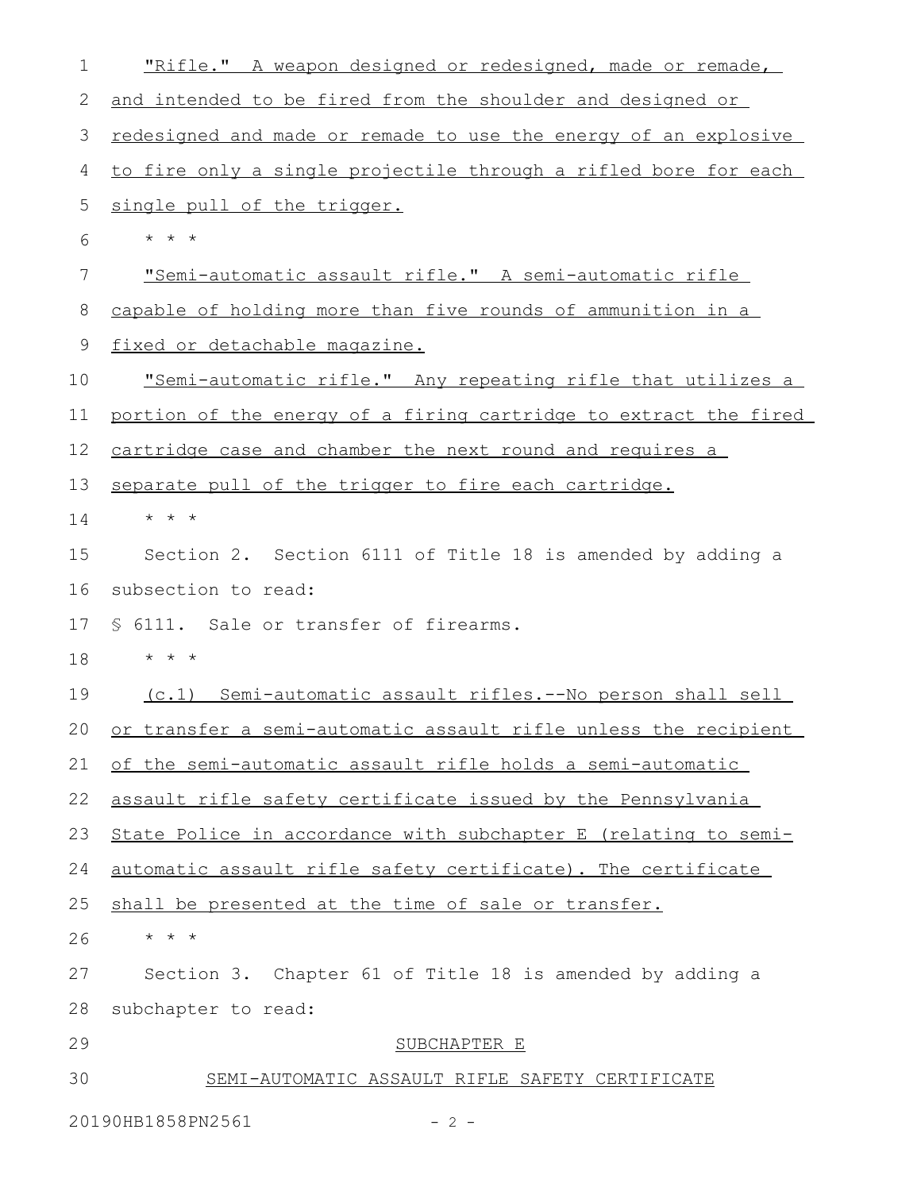"Rifle." A weapon designed or redesigned, made or remade, and intended to be fired from the shoulder and designed or redesigned and made or remade to use the energy of an explosive to fire only a single projectile through a rifled bore for each single pull of the trigger.

* * *

"Semi-automatic assault rifle." A semi-automatic rifle capable of holding more than five rounds of ammunition in a fixed or detachable magazine.

"Semi-automatic rifle." Any repeating rifle that utilizes a portion of the energy of a firing cartridge to extract the fired cartridge case and chamber the next round and requires a separate pull of the trigger to fire each cartridge.

* * *

Section 2. Section 6111 of Title 18 is amended by adding a subsection to read:

§ 6111. Sale or transfer of firearms.

* * *

(c.1) Semi-automatic assault rifles.--No person shall sell or transfer a semi-automatic assault rifle unless the recipient of the semi-automatic assault rifle holds a semi-automatic assault rifle safety certificate issued by the Pennsylvania State Police in accordance with subchapter E (relating to semi-automatic assault rifle safety certificate). The certificate shall be presented at the time of sale or transfer.

* * *

Section 3. Chapter 61 of Title 18 is amended by adding a subchapter to read:

SUBCHAPTER E

SEMI-AUTOMATIC ASSAULT RIFLE SAFETY CERTIFICATE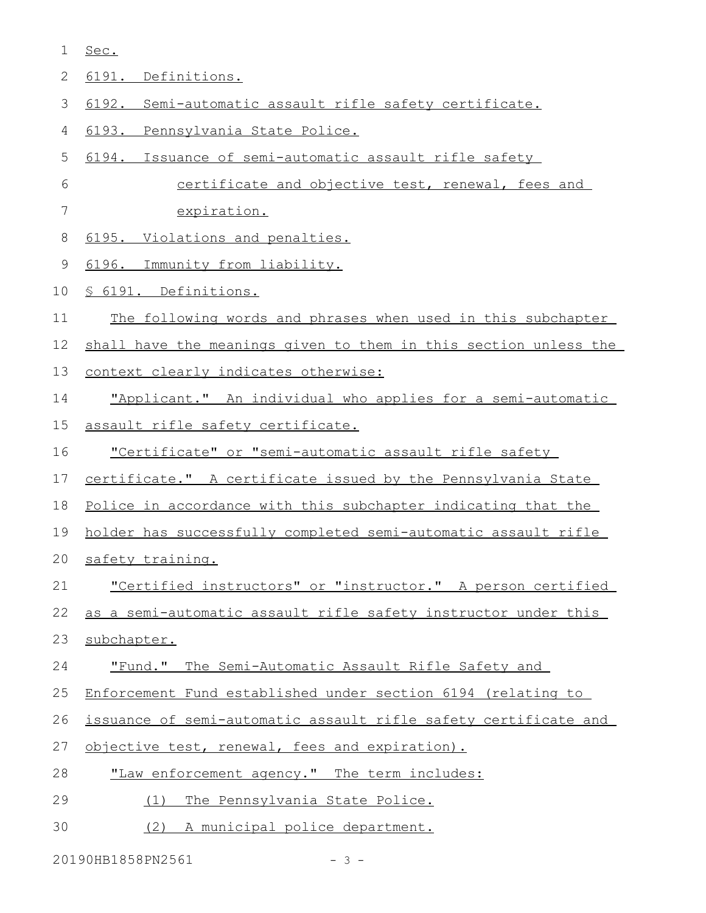Sec.

6191. Definitions.

6192. Semi-automatic assault rifle safety certificate.

6193. Pennsylvania State Police.

6194. Issuance of semi-automatic assault rifle safety certificate and objective test, renewal, fees and expiration.

6195. Violations and penalties.

6196. Immunity from liability.

§ 6191. Definitions.

The following words and phrases when used in this subchapter shall have the meanings given to them in this section unless the context clearly indicates otherwise:

"Applicant." An individual who applies for a semi-automatic assault rifle safety certificate.

"Certificate" or "semi-automatic assault rifle safety certificate." A certificate issued by the Pennsylvania State Police in accordance with this subchapter indicating that the holder has successfully completed semi-automatic assault rifle safety training.

"Certified instructors" or "instructor." A person certified as a semi-automatic assault rifle safety instructor under this subchapter.

"Fund." The Semi-Automatic Assault Rifle Safety and Enforcement Fund established under section 6194 (relating to issuance of semi-automatic assault rifle safety certificate and objective test, renewal, fees and expiration).

"Law enforcement agency." The term includes:

(1) The Pennsylvania State Police.

(2) A municipal police department.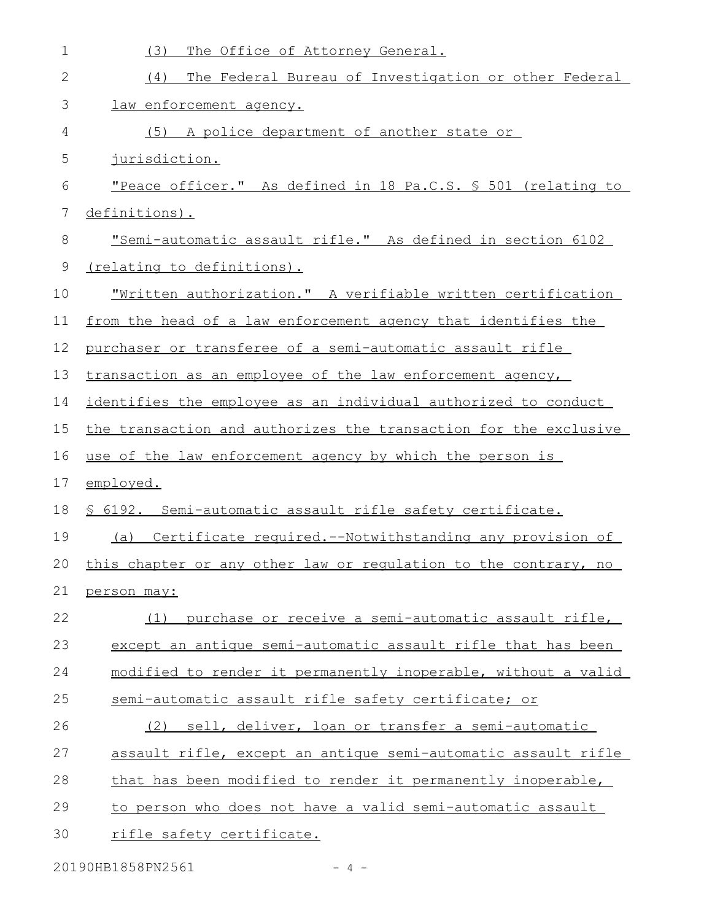(3) The Office of Attorney General.

(4) The Federal Bureau of Investigation or other Federal law enforcement agency.

(5) A police department of another state or jurisdiction.

"Peace officer." As defined in 18 Pa.C.S. § 501 (relating to definitions).

"Semi-automatic assault rifle." As defined in section 6102 (relating to definitions).

"Written authorization." A verifiable written certification from the head of a law enforcement agency that identifies the purchaser or transferee of a semi-automatic assault rifle transaction as an employee of the law enforcement agency, identifies the employee as an individual authorized to conduct the transaction and authorizes the transaction for the exclusive use of the law enforcement agency by which the person is employed.

§ 6192. Semi-automatic assault rifle safety certificate.

(a) Certificate required.--Notwithstanding any provision of this chapter or any other law or regulation to the contrary, no person may:

(1) purchase or receive a semi-automatic assault rifle, except an antique semi-automatic assault rifle that has been modified to render it permanently inoperable, without a valid semi-automatic assault rifle safety certificate; or

(2) sell, deliver, loan or transfer a semi-automatic assault rifle, except an antique semi-automatic assault rifle that has been modified to render it permanently inoperable, to person who does not have a valid semi-automatic assault rifle safety certificate.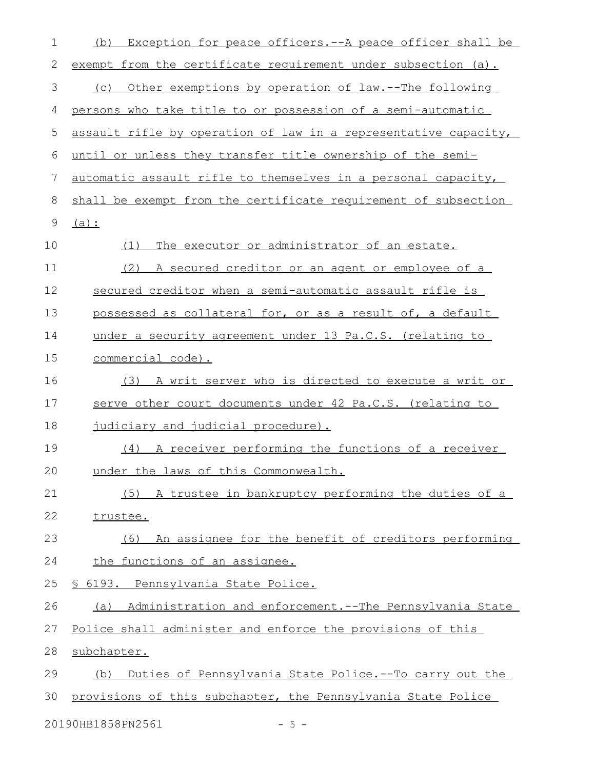(b) Exception for peace officers.--A peace officer shall be exempt from the certificate requirement under subsection (a).

(c) Other exemptions by operation of law.--The following persons who take title to or possession of a semi-automatic assault rifle by operation of law in a representative capacity, until or unless they transfer title ownership of the semi-automatic assault rifle to themselves in a personal capacity, shall be exempt from the certificate requirement of subsection (a):

(1) The executor or administrator of an estate.

(2) A secured creditor or an agent or employee of a secured creditor when a semi-automatic assault rifle is possessed as collateral for, or as a result of, a default under a security agreement under 13 Pa.C.S. (relating to commercial code).

(3) A writ server who is directed to execute a writ or serve other court documents under 42 Pa.C.S. (relating to judiciary and judicial procedure).

(4) A receiver performing the functions of a receiver under the laws of this Commonwealth.

(5) A trustee in bankruptcy performing the duties of a trustee.

(6) An assignee for the benefit of creditors performing the functions of an assignee.

§ 6193. Pennsylvania State Police.

(a) Administration and enforcement.--The Pennsylvania State Police shall administer and enforce the provisions of this subchapter.

(b) Duties of Pennsylvania State Police.--To carry out the provisions of this subchapter, the Pennsylvania State Police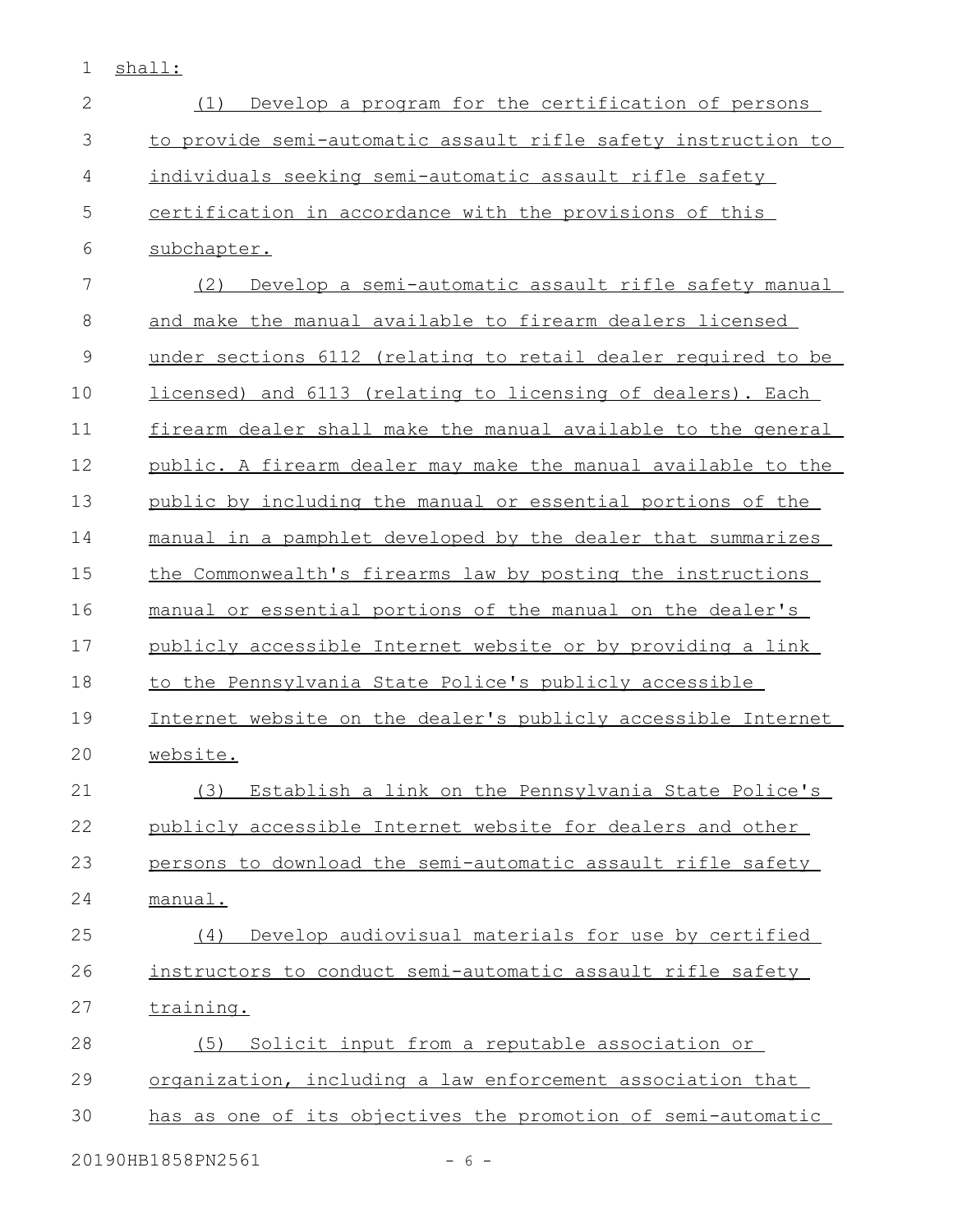shall:

(1) Develop a program for the certification of persons to provide semi-automatic assault rifle safety instruction to individuals seeking semi-automatic assault rifle safety certification in accordance with the provisions of this subchapter.

(2) Develop a semi-automatic assault rifle safety manual and make the manual available to firearm dealers licensed under sections 6112 (relating to retail dealer required to be licensed) and 6113 (relating to licensing of dealers). Each firearm dealer shall make the manual available to the general public. A firearm dealer may make the manual available to the public by including the manual or essential portions of the manual in a pamphlet developed by the dealer that summarizes the Commonwealth's firearms law by posting the instructions manual or essential portions of the manual on the dealer's publicly accessible Internet website or by providing a link to the Pennsylvania State Police's publicly accessible Internet website on the dealer's publicly accessible Internet website.

(3) Establish a link on the Pennsylvania State Police's publicly accessible Internet website for dealers and other persons to download the semi-automatic assault rifle safety manual.

(4) Develop audiovisual materials for use by certified instructors to conduct semi-automatic assault rifle safety training.

(5) Solicit input from a reputable association or organization, including a law enforcement association that has as one of its objectives the promotion of semi-automatic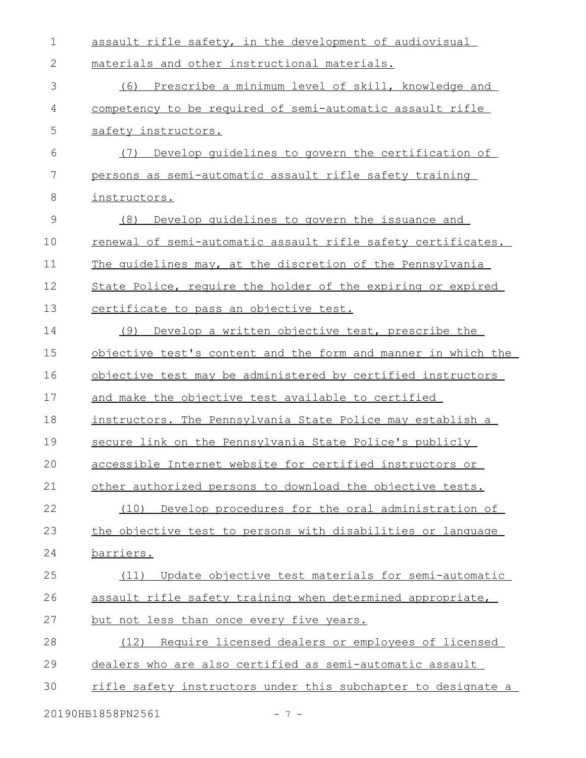assault rifle safety, in the development of audiovisual materials and other instructional materials.

(6) Prescribe a minimum level of skill, knowledge and competency to be required of semi-automatic assault rifle safety instructors.

(7) Develop guidelines to govern the certification of persons as semi-automatic assault rifle safety training instructors.

(8) Develop guidelines to govern the issuance and renewal of semi-automatic assault rifle safety certificates. The guidelines may, at the discretion of the Pennsylvania State Police, require the holder of the expiring or expired certificate to pass an objective test.

(9) Develop a written objective test, prescribe the objective test's content and the form and manner in which the objective test may be administered by certified instructors and make the objective test available to certified instructors. The Pennsylvania State Police may establish a secure link on the Pennsylvania State Police's publicly accessible Internet website for certified instructors or other authorized persons to download the objective tests.

(10) Develop procedures for the oral administration of the objective test to persons with disabilities or language barriers.

(11) Update objective test materials for semi-automatic assault rifle safety training when determined appropriate, but not less than once every five years.

(12) Require licensed dealers or employees of licensed dealers who are also certified as semi-automatic assault rifle safety instructors under this subchapter to designate a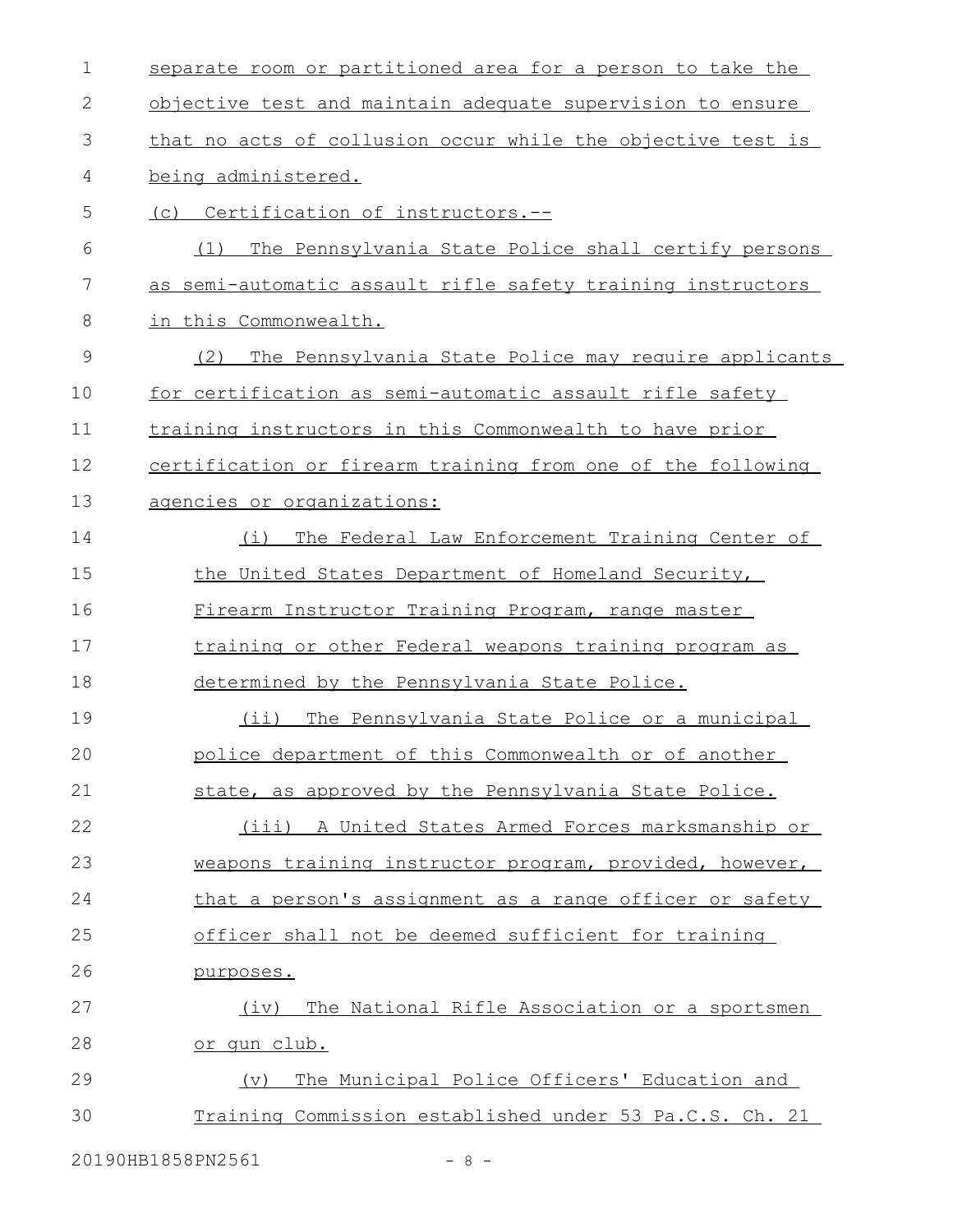separate room or partitioned area for a person to take the objective test and maintain adequate supervision to ensure that no acts of collusion occur while the objective test is being administered.

(c) Certification of instructors.--

(1) The Pennsylvania State Police shall certify persons as semi-automatic assault rifle safety training instructors in this Commonwealth.

(2) The Pennsylvania State Police may require applicants for certification as semi-automatic assault rifle safety training instructors in this Commonwealth to have prior certification or firearm training from one of the following agencies or organizations:

(i) The Federal Law Enforcement Training Center of the United States Department of Homeland Security, Firearm Instructor Training Program, range master training or other Federal weapons training program as determined by the Pennsylvania State Police.

(ii) The Pennsylvania State Police or a municipal police department of this Commonwealth or of another state, as approved by the Pennsylvania State Police.

(iii) A United States Armed Forces marksmanship or weapons training instructor program, provided, however, that a person's assignment as a range officer or safety officer shall not be deemed sufficient for training purposes.

(iv) The National Rifle Association or a sportsmen or gun club.

(v) The Municipal Police Officers' Education and Training Commission established under 53 Pa.C.S. Ch. 21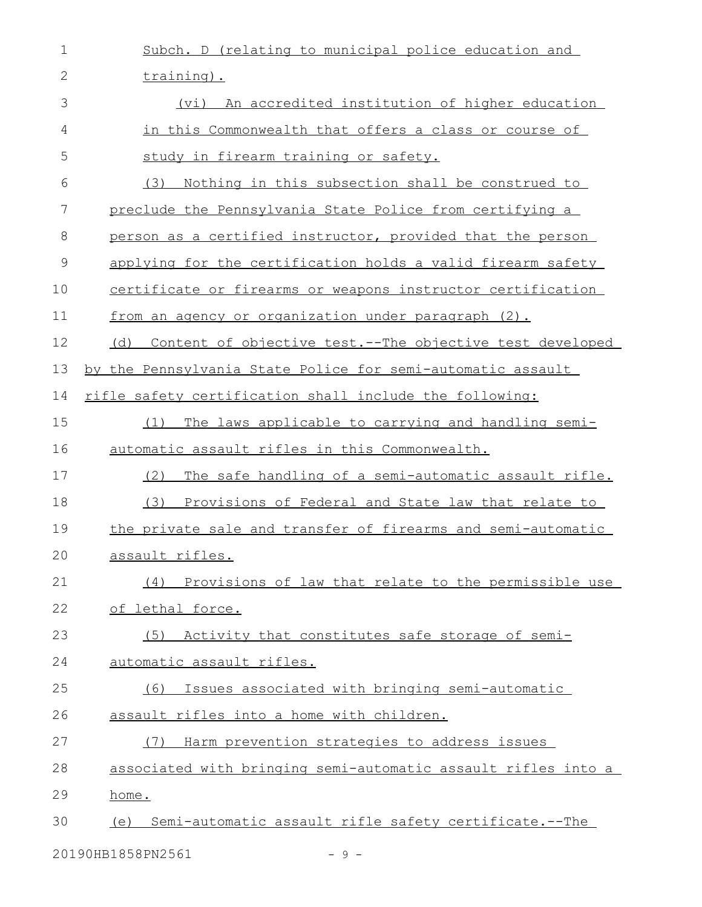Subch. D (relating to municipal police education and training).

(vi) An accredited institution of higher education in this Commonwealth that offers a class or course of study in firearm training or safety.

(3) Nothing in this subsection shall be construed to preclude the Pennsylvania State Police from certifying a person as a certified instructor, provided that the person applying for the certification holds a valid firearm safety certificate or firearms or weapons instructor certification from an agency or organization under paragraph (2).

(d) Content of objective test.--The objective test developed by the Pennsylvania State Police for semi-automatic assault rifle safety certification shall include the following:

(1) The laws applicable to carrying and handling semi-automatic assault rifles in this Commonwealth.

(2) The safe handling of a semi-automatic assault rifle.

(3) Provisions of Federal and State law that relate to the private sale and transfer of firearms and semi-automatic assault rifles.

(4) Provisions of law that relate to the permissible use of lethal force.

(5) Activity that constitutes safe storage of semi-automatic assault rifles.

(6) Issues associated with bringing semi-automatic assault rifles into a home with children.

(7) Harm prevention strategies to address issues associated with bringing semi-automatic assault rifles into a home.

(e) Semi-automatic assault rifle safety certificate.--The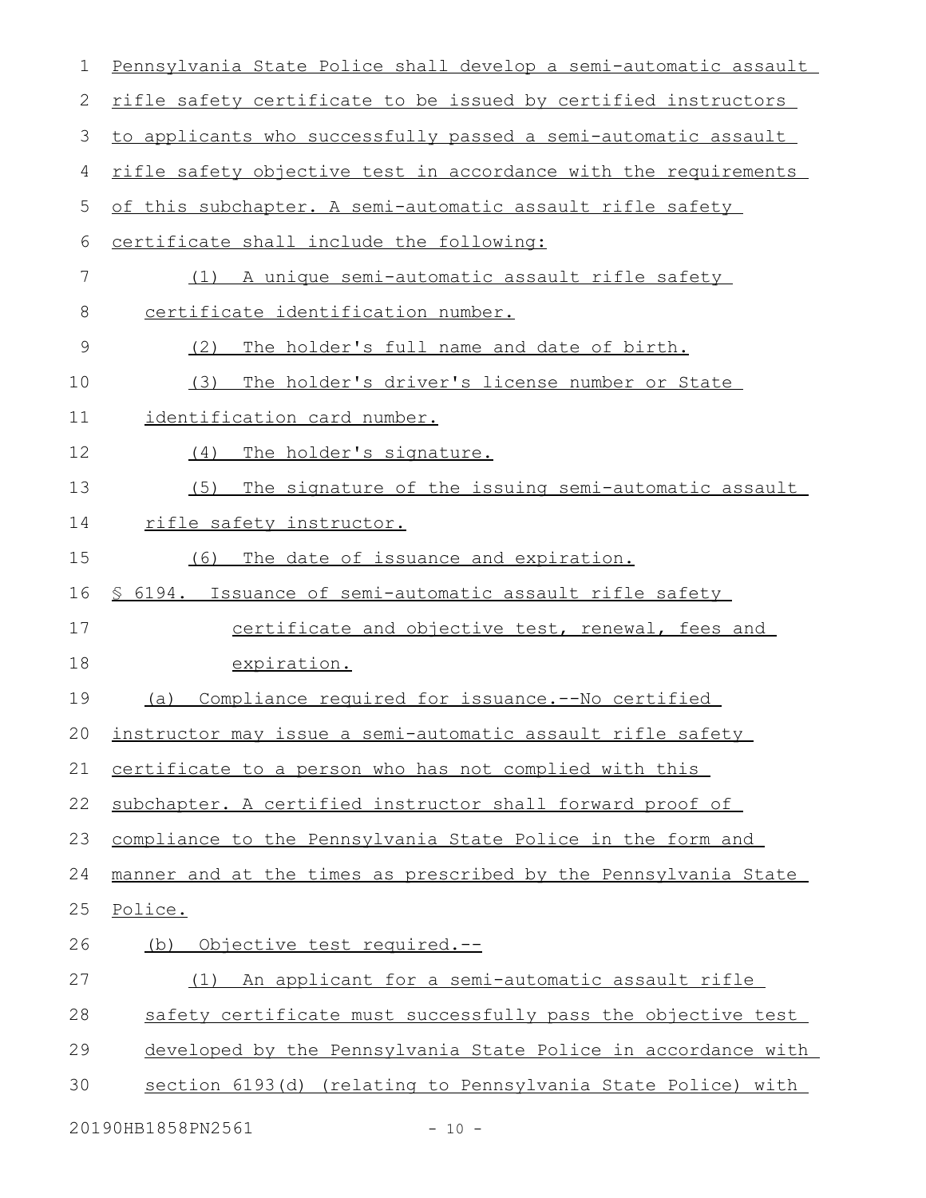Pennsylvania State Police shall develop a semi-automatic assault rifle safety certificate to be issued by certified instructors to applicants who successfully passed a semi-automatic assault rifle safety objective test in accordance with the requirements of this subchapter. A semi-automatic assault rifle safety certificate shall include the following:

(1) A unique semi-automatic assault rifle safety certificate identification number.

(2) The holder's full name and date of birth.

(3) The holder's driver's license number or State identification card number.

(4) The holder's signature.

(5) The signature of the issuing semi-automatic assault rifle safety instructor.

(6) The date of issuance and expiration.

§ 6194. Issuance of semi-automatic assault rifle safety certificate and objective test, renewal, fees and expiration.

(a) Compliance required for issuance.--No certified instructor may issue a semi-automatic assault rifle safety certificate to a person who has not complied with this subchapter. A certified instructor shall forward proof of compliance to the Pennsylvania State Police in the form and manner and at the times as prescribed by the Pennsylvania State Police.

(b) Objective test required.--

(1) An applicant for a semi-automatic assault rifle safety certificate must successfully pass the objective test developed by the Pennsylvania State Police in accordance with section 6193(d) (relating to Pennsylvania State Police) with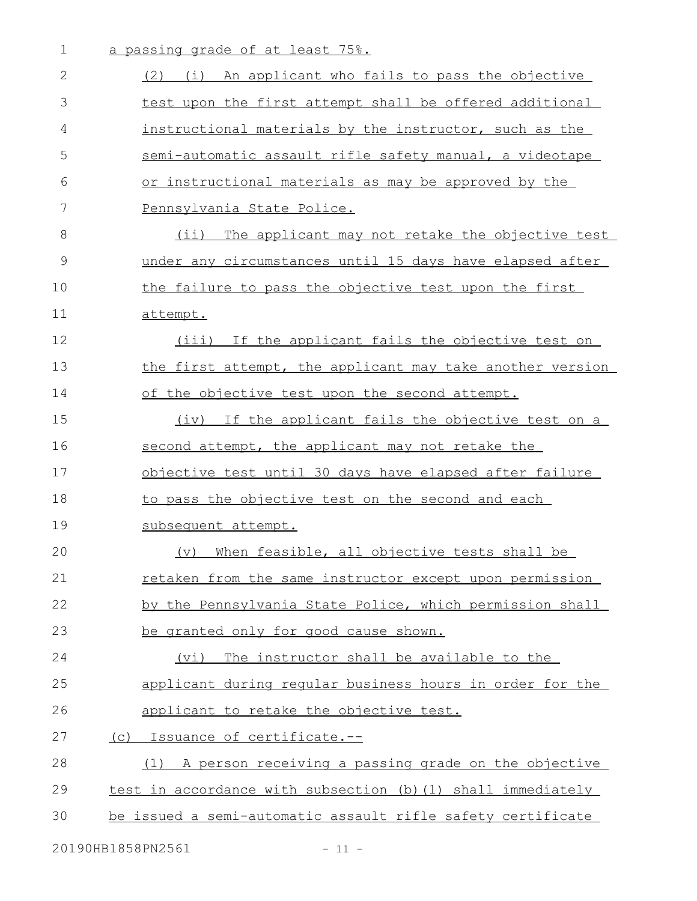a passing grade of at least 75%.

(2) (i) An applicant who fails to pass the objective test upon the first attempt shall be offered additional instructional materials by the instructor, such as the semi-automatic assault rifle safety manual, a videotape or instructional materials as may be approved by the Pennsylvania State Police.

(ii) The applicant may not retake the objective test under any circumstances until 15 days have elapsed after the failure to pass the objective test upon the first attempt.

(iii) If the applicant fails the objective test on the first attempt, the applicant may take another version of the objective test upon the second attempt.

(iv) If the applicant fails the objective test on a second attempt, the applicant may not retake the objective test until 30 days have elapsed after failure to pass the objective test on the second and each subsequent attempt.

(v) When feasible, all objective tests shall be retaken from the same instructor except upon permission by the Pennsylvania State Police, which permission shall be granted only for good cause shown.

(vi) The instructor shall be available to the applicant during regular business hours in order for the applicant to retake the objective test.

(c) Issuance of certificate.--

(1) A person receiving a passing grade on the objective test in accordance with subsection (b)(1) shall immediately be issued a semi-automatic assault rifle safety certificate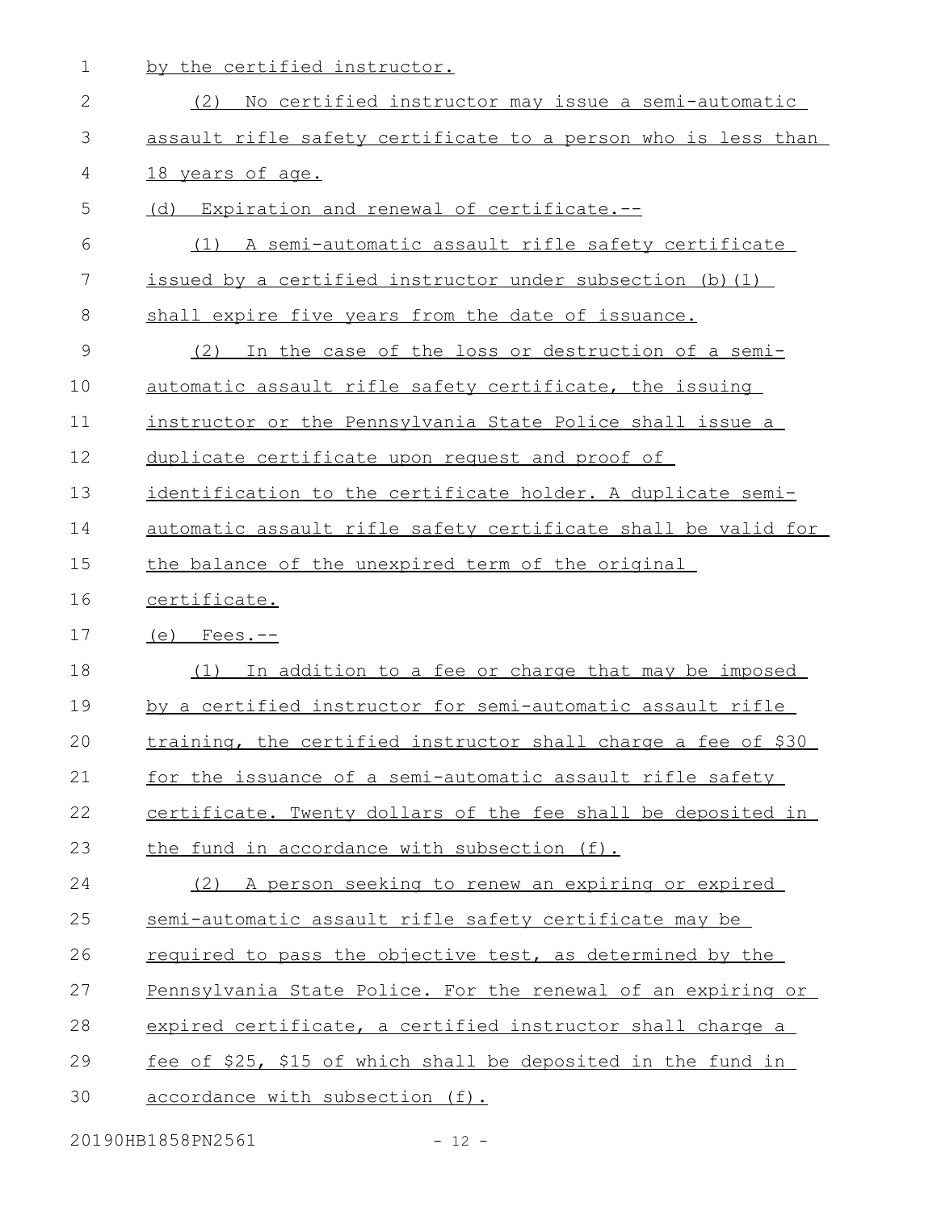by the certified instructor.

(2) No certified instructor may issue a semi-automatic assault rifle safety certificate to a person who is less than 18 years of age.

(d) Expiration and renewal of certificate.--

(1) A semi-automatic assault rifle safety certificate issued by a certified instructor under subsection (b)(1) shall expire five years from the date of issuance.

(2) In the case of the loss or destruction of a semi-automatic assault rifle safety certificate, the issuing instructor or the Pennsylvania State Police shall issue a duplicate certificate upon request and proof of identification to the certificate holder. A duplicate semi-automatic assault rifle safety certificate shall be valid for the balance of the unexpired term of the original certificate.

(e) Fees.--

(1) In addition to a fee or charge that may be imposed by a certified instructor for semi-automatic assault rifle training, the certified instructor shall charge a fee of $30 for the issuance of a semi-automatic assault rifle safety certificate. Twenty dollars of the fee shall be deposited in the fund in accordance with subsection (f).

(2) A person seeking to renew an expiring or expired semi-automatic assault rifle safety certificate may be required to pass the objective test, as determined by the Pennsylvania State Police. For the renewal of an expiring or expired certificate, a certified instructor shall charge a fee of $25, $15 of which shall be deposited in the fund in accordance with subsection (f).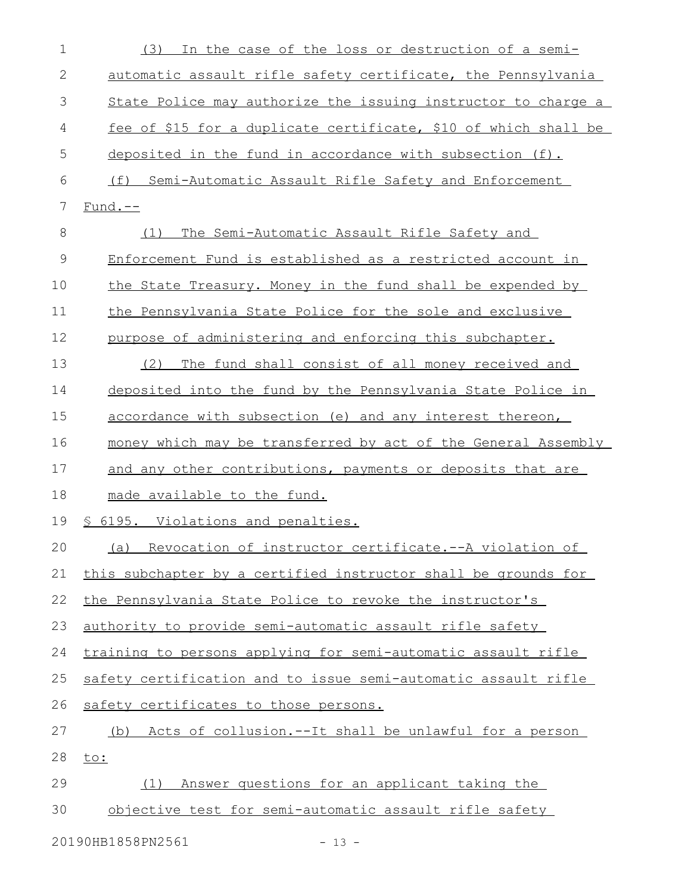(3) In the case of the loss or destruction of a semi-automatic assault rifle safety certificate, the Pennsylvania State Police may authorize the issuing instructor to charge a fee of $15 for a duplicate certificate, $10 of which shall be deposited in the fund in accordance with subsection (f).

(f) Semi-Automatic Assault Rifle Safety and Enforcement Fund.--

(1) The Semi-Automatic Assault Rifle Safety and Enforcement Fund is established as a restricted account in the State Treasury. Money in the fund shall be expended by the Pennsylvania State Police for the sole and exclusive purpose of administering and enforcing this subchapter.

(2) The fund shall consist of all money received and deposited into the fund by the Pennsylvania State Police in accordance with subsection (e) and any interest thereon, money which may be transferred by act of the General Assembly and any other contributions, payments or deposits that are made available to the fund.

§ 6195. Violations and penalties.

(a) Revocation of instructor certificate.--A violation of this subchapter by a certified instructor shall be grounds for the Pennsylvania State Police to revoke the instructor's authority to provide semi-automatic assault rifle safety training to persons applying for semi-automatic assault rifle safety certification and to issue semi-automatic assault rifle safety certificates to those persons.

(b) Acts of collusion.--It shall be unlawful for a person to:

(1) Answer questions for an applicant taking the objective test for semi-automatic assault rifle safety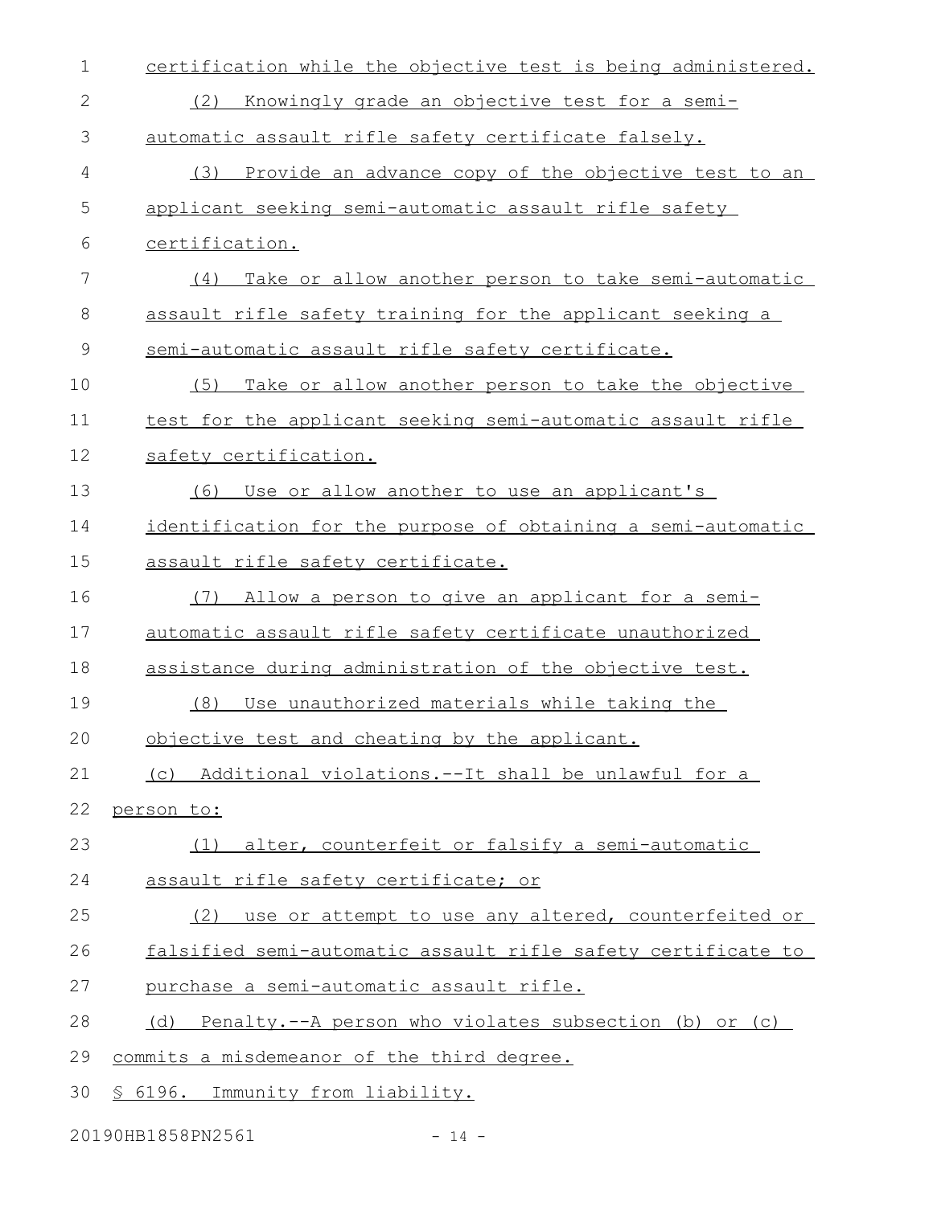certification while the objective test is being administered.

(2) Knowingly grade an objective test for a semi-automatic assault rifle safety certificate falsely.

(3) Provide an advance copy of the objective test to an applicant seeking semi-automatic assault rifle safety certification.

(4) Take or allow another person to take semi-automatic assault rifle safety training for the applicant seeking a semi-automatic assault rifle safety certificate.

(5) Take or allow another person to take the objective test for the applicant seeking semi-automatic assault rifle safety certification.

(6) Use or allow another to use an applicant's identification for the purpose of obtaining a semi-automatic assault rifle safety certificate.

(7) Allow a person to give an applicant for a semi-automatic assault rifle safety certificate unauthorized assistance during administration of the objective test.

(8) Use unauthorized materials while taking the objective test and cheating by the applicant.

(c) Additional violations.--It shall be unlawful for a person to:

(1) alter, counterfeit or falsify a semi-automatic assault rifle safety certificate; or

(2) use or attempt to use any altered, counterfeited or falsified semi-automatic assault rifle safety certificate to purchase a semi-automatic assault rifle.

(d) Penalty.--A person who violates subsection (b) or (c) commits a misdemeanor of the third degree.

§ 6196. Immunity from liability.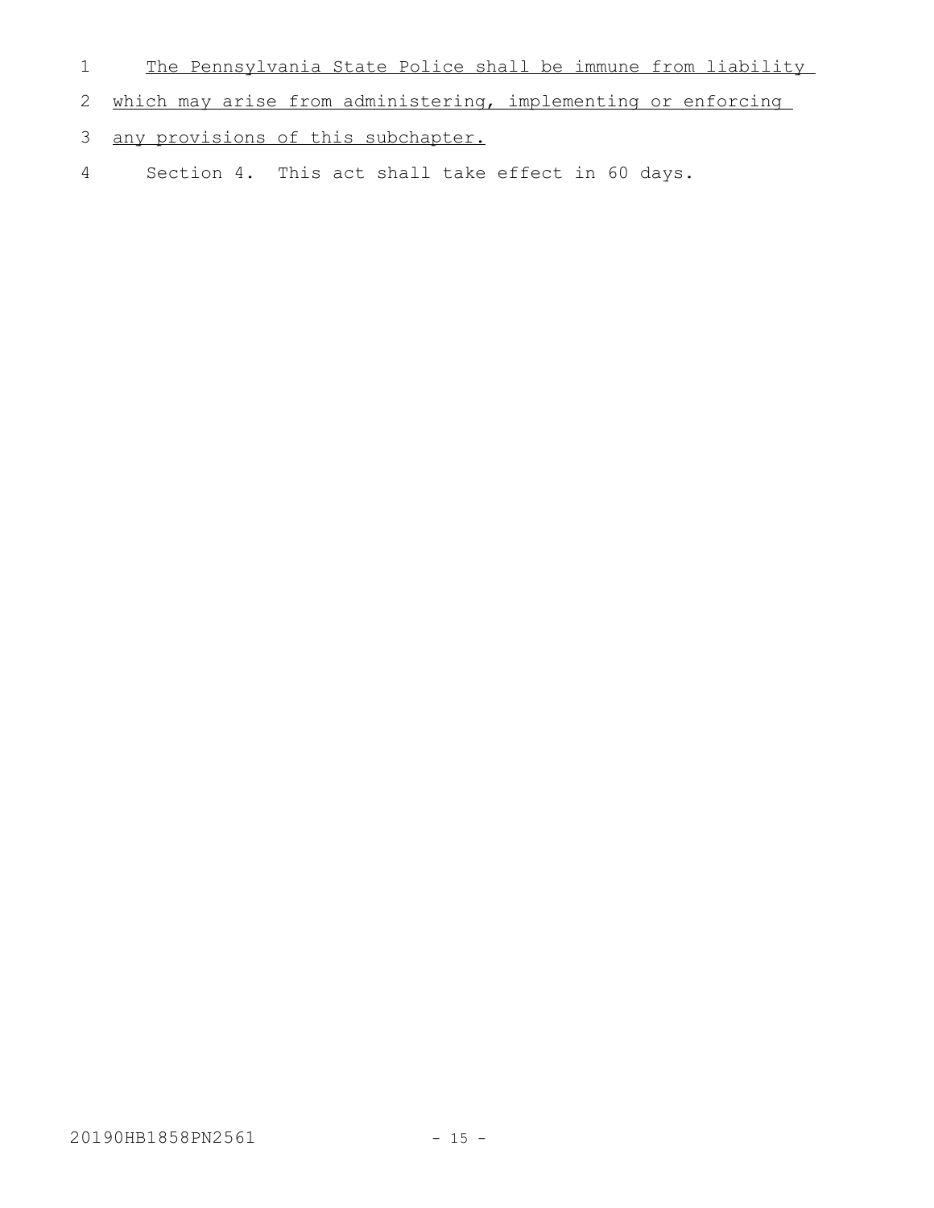The Pennsylvania State Police shall be immune from liability which may arise from administering, implementing or enforcing any provisions of this subchapter.

Section 4. This act shall take effect in 60 days.